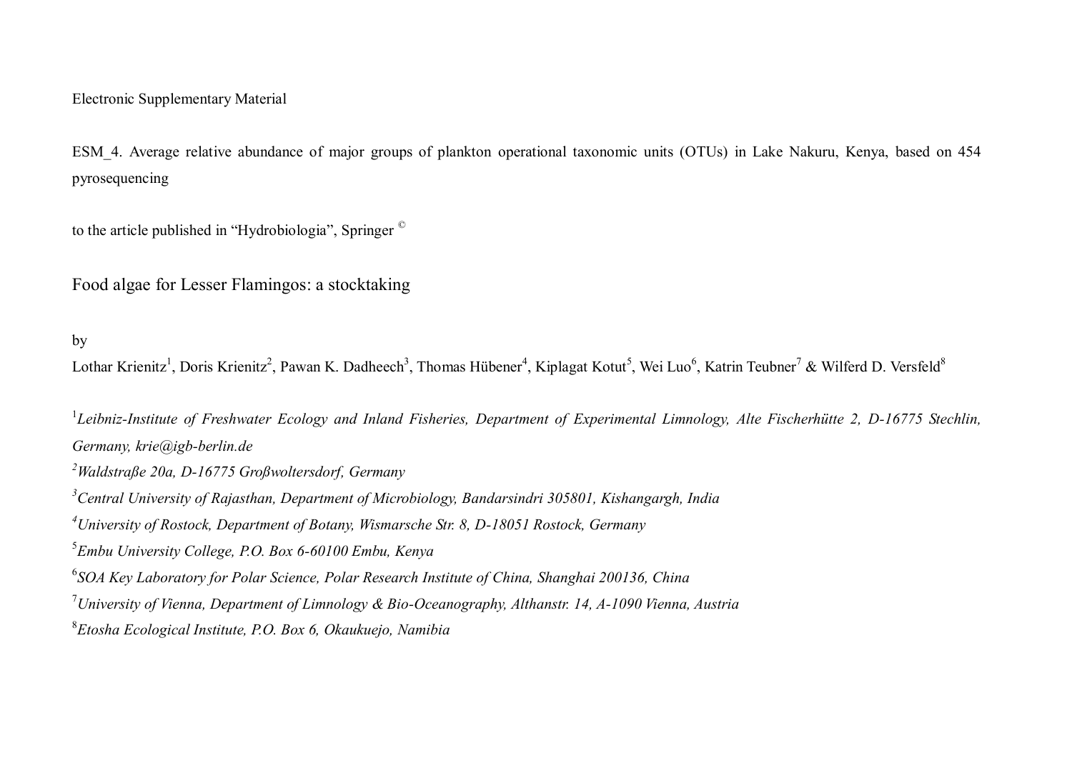Electronic Supplementary Material

ESM_4. Average relative abundance of major groups of plankton operational taxonomic units (OTUs) in Lake Nakuru, Kenya, based on 454 pyrosequencing

to the article published in "Hydrobiologia", Springer ©

# Food algae for Lesser Flamingos: a stocktaking

by

Lothar Krienitz[1], Doris Krienitz[2], Pawan K. Dadheech[3], Thomas Hübener[4], Kiplagat Kotut[5], Wei Luo[6], Katrin Teubner[7] & Wilferd D. Versfeld[8]

[1]*Leibniz-Institute of Freshwater Ecology and Inland Fisheries, Department of Experimental Limnology, Alte Fischerhütte 2, D-16775 Stechlin, Germany, krie@igb-berlin.de*

[2]*Waldstraße 20a, D-16775 Großwoltersdorf, Germany*

[3]*Central University of Rajasthan, Department of Microbiology, Bandarsindri 305801, Kishangargh, India*

[4]*University of Rostock, Department of Botany, Wismarsche Str. 8, D-18051 Rostock, Germany*

[5]*Embu University College, P.O. Box 6-60100 Embu, Kenya*

[6]*SOA Key Laboratory for Polar Science, Polar Research Institute of China, Shanghai 200136, China*

[7]*University of Vienna, Department of Limnology & Bio-Oceanography, Althanstr. 14, A-1090 Vienna, Austria*

[8]*Etosha Ecological Institute, P.O. Box 6, Okaukuejo, Namibia*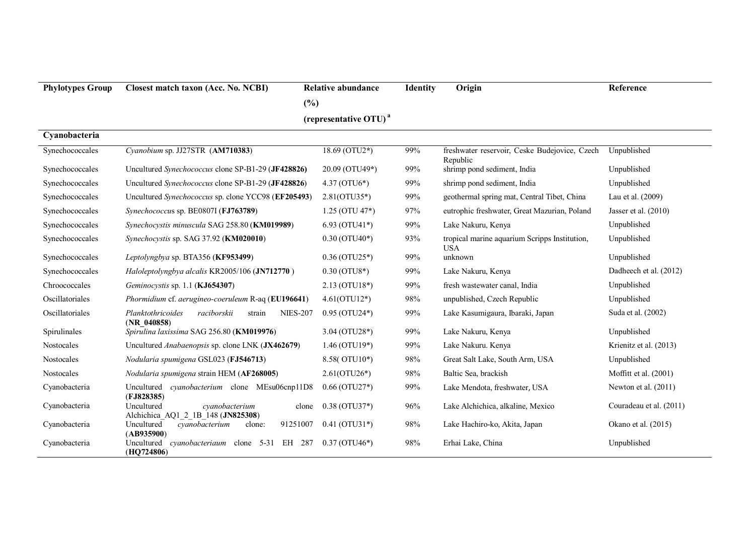| Phylotypes Group | Closest match taxon (Acc. No. NCBI) | Relative abundance (%) (representative OTU) [a] | Identity | Origin | Reference |
|---|---|---|---|---|---|
| **Cyanobacteria** | | | | | |
| Synechococcales | *Cyanobium* sp. JJ27STR (**AM710383**) | 18.69 (OTU2*) | 99% | freshwater reservoir, Ceske Budejovice, Czech Republic | Unpublished |
| Synechococcales | Uncultured *Synechococcus* clone SP-B1-29 (**JF428826**) | 20.09 (OTU49*) | 99% | shrimp pond sediment, India | Unpublished |
| Synechococcales | Uncultured *Synechococcus* clone SP-B1-29 (**JF428826**) | 4.37 (OTU6*) | 99% | shrimp pond sediment, India | Unpublished |
| Synechococcales | Uncultured *Synechococcus* sp. clone YCC98 (**EF205493**) | 2.81(OTU35*) | 99% | geothermal spring mat, Central Tibet, China | Lau et al. (2009) |
| Synechococcales | *Synechococcus* sp. BE0807I (**FJ763789**) | 1.25 (OTU 47*) | 97% | eutrophic freshwater, Great Mazurian, Poland | Jasser et al. (2010) |
| Synechococcales | *Synechocystis minuscula* SAG 258.80 (**KM019989**) | 6.93 (OTU41*) | 99% | Lake Nakuru, Kenya | Unpublished |
| Synechococcales | *Synechocystis* sp. SAG 37.92 (**KM020010**) | 0.30 (OTU40*) | 93% | tropical marine aquarium Scripps Institution, USA | Unpublished |
| Synechococcales | *Leptolyngbya* sp. BTA356 (**KF953499**) | 0.36 (OTU25*) | 99% | unknown | Unpublished |
| Synechococcales | *Haloleptolyngbya alcalis* KR2005/106 (**JN712770** ) | 0.30 (OTU8*) | 99% | Lake Nakuru, Kenya | Dadheech et al. (2012) |
| Chroococcales | *Geminocystis* sp. 1.1 (**KJ654307**) | 2.13 (OTU18*) | 99% | fresh wastewater canal, India | Unpublished |
| Oscillatoriales | *Phormidium* cf. *aerugineo-coeruleum* R-aq (**EU196641**) | 4.61(OTU12*) | 98% | unpublished, Czech Republic | Unpublished |
| Oscillatoriales | *Planktothricoides raciborskii* strain NIES-207 (**NR_040858**) | 0.95 (OTU24*) | 99% | Lake Kasumigaura, Ibaraki, Japan | Suda et al. (2002) |
| Spirulinales | *Spirulina laxissima* SAG 256.80 (**KM019976**) | 3.04 (OTU28*) | 99% | Lake Nakuru, Kenya | Unpublished |
| Nostocales | Uncultured *Anabaenopsis* sp. clone LNK (**JX462679**) | 1.46 (OTU19*) | 99% | Lake Nakuru. Kenya | Krienitz et al. (2013) |
| Nostocales | *Nodularia spumigena* GSL023 (**FJ546713**) | 8.58( OTU10*) | 98% | Great Salt Lake, South Arm, USA | Unpublished |
| Nostocales | *Nodularia spumigena* strain HEM (**AF268005**) | 2.61(OTU26*) | 98% | Baltic Sea, brackish | Moffitt et al. (2001) |
| Cyanobacteria | Uncultured *cyanobacterium* clone MEsu06cnp11D8 (**FJ828385**) | 0.66 (OTU27*) | 99% | Lake Mendota, freshwater, USA | Newton et al. (2011) |
| Cyanobacteria | Uncultured *cyanobacterium* clone Alchichica_AQ1_2_1B_148 (**JN825308**) | 0.38 (OTU37*) | 96% | Lake Alchichica, alkaline, Mexico | Couradeau et al. (2011) |
| Cyanobacteria | Uncultured *cyanobacterium* clone: 91251007 (**AB935900**) | 0.41 (OTU31*) | 98% | Lake Hachiro-ko, Akita, Japan | Okano et al. (2015) |
| Cyanobacteria | Uncultured *cyanobacteriaum* clone 5-31 EH 287 (**HQ724806**) | 0.37 (OTU46*) | 98% | Erhai Lake, China | Unpublished |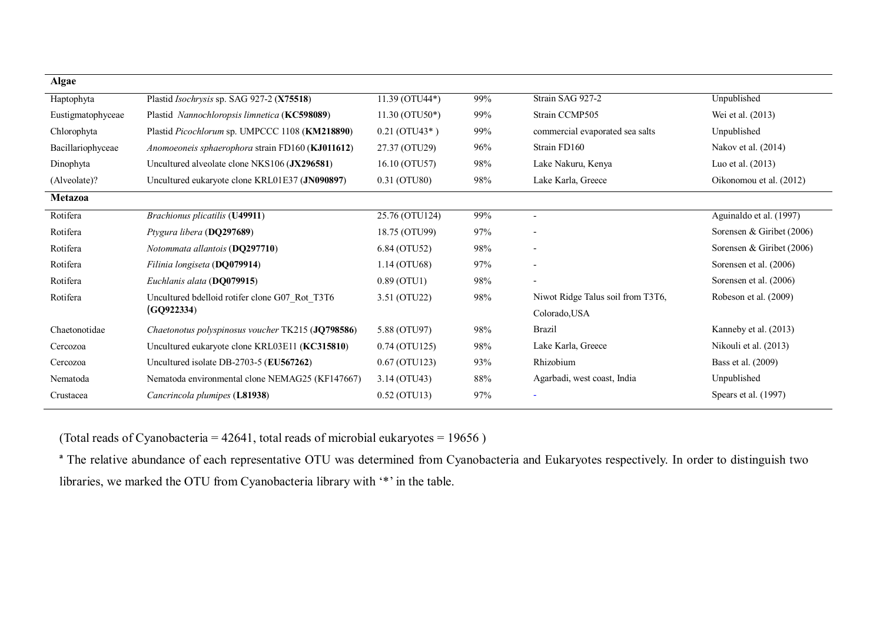| | | | | | |
|---|---|---|---|---|---|
| **Algae** | | | | | |
| Haptophyta | Plastid *Isochrysis* sp. SAG 927-2 (**X75518**) | 11.39 (OTU44*) | 99% | Strain SAG 927-2 | Unpublished |
| Eustigmatophyceae | Plastid *Nannochloropsis limnetica* (**KC598089**) | 11.30 (OTU50*) | 99% | Strain CCMP505 | Wei et al. (2013) |
| Chlorophyta | Plastid *Picochlorum* sp. UMPCCC 1108 (**KM218890**) | 0.21 (OTU43* ) | 99% | commercial evaporated sea salts | Unpublished |
| Bacillariophyceae | *Anomoeoneis sphaerophora* strain FD160 (**KJ011612**) | 27.37 (OTU29) | 96% | Strain FD160 | Nakov et al. (2014) |
| Dinophyta | Uncultured alveolate clone NKS106 (**JX296581**) | 16.10 (OTU57) | 98% | Lake Nakuru, Kenya | Luo et al. (2013) |
| (Alveolate)? | Uncultured eukaryote clone KRL01E37 (**JN090897**) | 0.31 (OTU80) | 98% | Lake Karla, Greece | Oikonomou et al. (2012) |
| **Metazoa** | | | | | |
| Rotifera | *Brachionus plicatilis* (**U49911**) | 25.76 (OTU124) | 99% | - | Aguinaldo et al. (1997) |
| Rotifera | *Ptygura libera* (**DQ297689**) | 18.75 (OTU99) | 97% | - | Sorensen & Giribet (2006) |
| Rotifera | *Notommata allantois* (**DQ297710**) | 6.84 (OTU52) | 98% | - | Sorensen & Giribet (2006) |
| Rotifera | *Filinia longiseta* (**DQ079914**) | 1.14 (OTU68) | 97% | - | Sorensen et al. (2006) |
| Rotifera | *Euchlanis alata* (**DQ079915**) | 0.89 (OTU1) | 98% | - | Sorensen et al. (2006) |
| Rotifera | Uncultured bdelloid rotifer clone G07_Rot_T3T6 (**GQ922334**) | 3.51 (OTU22) | 98% | Niwot Ridge Talus soil from T3T6, Colorado,USA | Robeson et al. (2009) |
| Chaetonotidae | *Chaetonotus polyspinosus voucher* TK215 (**JQ798586**) | 5.88 (OTU97) | 98% | Brazil | Kanneby et al. (2013) |
| Cercozoa | Uncultured eukaryote clone KRL03E11 (**KC315810**) | 0.74 (OTU125) | 98% | Lake Karla, Greece | Nikouli et al. (2013) |
| Cercozoa | Uncultured isolate DB-2703-5 (**EU567262**) | 0.67 (OTU123) | 93% | Rhizobium | Bass et al. (2009) |
| Nematoda | Nematoda environmental clone NEMAG25 (KF147667) | 3.14 (OTU43) | 88% | Agarbadi, west coast, India | Unpublished |
| Crustacea | *Cancrincola plumipes* (**L81938**) | 0.52 (OTU13) | 97% | - | Spears et al. (1997) |

(Total reads of Cyanobacteria = 42641, total reads of microbial eukaryotes = 19656 )

[a] The relative abundance of each representative OTU was determined from Cyanobacteria and Eukaryotes respectively. In order to distinguish two libraries, we marked the OTU from Cyanobacteria library with '*' in the table.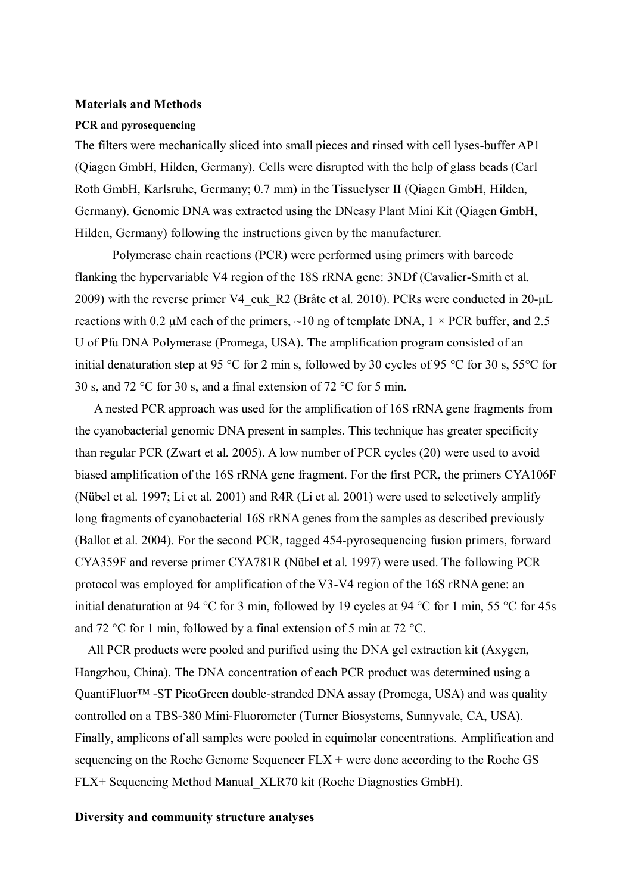## Materials and Methods

### PCR and pyrosequencing

The filters were mechanically sliced into small pieces and rinsed with cell lyses-buffer AP1 (Qiagen GmbH, Hilden, Germany). Cells were disrupted with the help of glass beads (Carl Roth GmbH, Karlsruhe, Germany; 0.7 mm) in the Tissuelyser II (Qiagen GmbH, Hilden, Germany). Genomic DNA was extracted using the DNeasy Plant Mini Kit (Qiagen GmbH, Hilden, Germany) following the instructions given by the manufacturer.

Polymerase chain reactions (PCR) were performed using primers with barcode flanking the hypervariable V4 region of the 18S rRNA gene: 3NDf (Cavalier-Smith et al. 2009) with the reverse primer V4_euk_R2 (Bråte et al. 2010). PCRs were conducted in 20-μL reactions with 0.2 μM each of the primers, ~10 ng of template DNA, 1 × PCR buffer, and 2.5 U of Pfu DNA Polymerase (Promega, USA). The amplification program consisted of an initial denaturation step at 95 °C for 2 min s, followed by 30 cycles of 95 °C for 30 s, 55°C for 30 s, and 72 °C for 30 s, and a final extension of 72 °C for 5 min.

A nested PCR approach was used for the amplification of 16S rRNA gene fragments from the cyanobacterial genomic DNA present in samples. This technique has greater specificity than regular PCR (Zwart et al. 2005). A low number of PCR cycles (20) were used to avoid biased amplification of the 16S rRNA gene fragment. For the first PCR, the primers CYA106F (Nübel et al. 1997; Li et al. 2001) and R4R (Li et al. 2001) were used to selectively amplify long fragments of cyanobacterial 16S rRNA genes from the samples as described previously (Ballot et al. 2004). For the second PCR, tagged 454-pyrosequencing fusion primers, forward CYA359F and reverse primer CYA781R (Nübel et al. 1997) were used. The following PCR protocol was employed for amplification of the V3-V4 region of the 16S rRNA gene: an initial denaturation at 94 °C for 3 min, followed by 19 cycles at 94 °C for 1 min, 55 °C for 45s and 72 °C for 1 min, followed by a final extension of 5 min at 72 °C.

All PCR products were pooled and purified using the DNA gel extraction kit (Axygen, Hangzhou, China). The DNA concentration of each PCR product was determined using a QuantiFluor™ -ST PicoGreen double-stranded DNA assay (Promega, USA) and was quality controlled on a TBS-380 Mini-Fluorometer (Turner Biosystems, Sunnyvale, CA, USA). Finally, amplicons of all samples were pooled in equimolar concentrations. Amplification and sequencing on the Roche Genome Sequencer FLX + were done according to the Roche GS FLX+ Sequencing Method Manual_XLR70 kit (Roche Diagnostics GmbH).

### Diversity and community structure analyses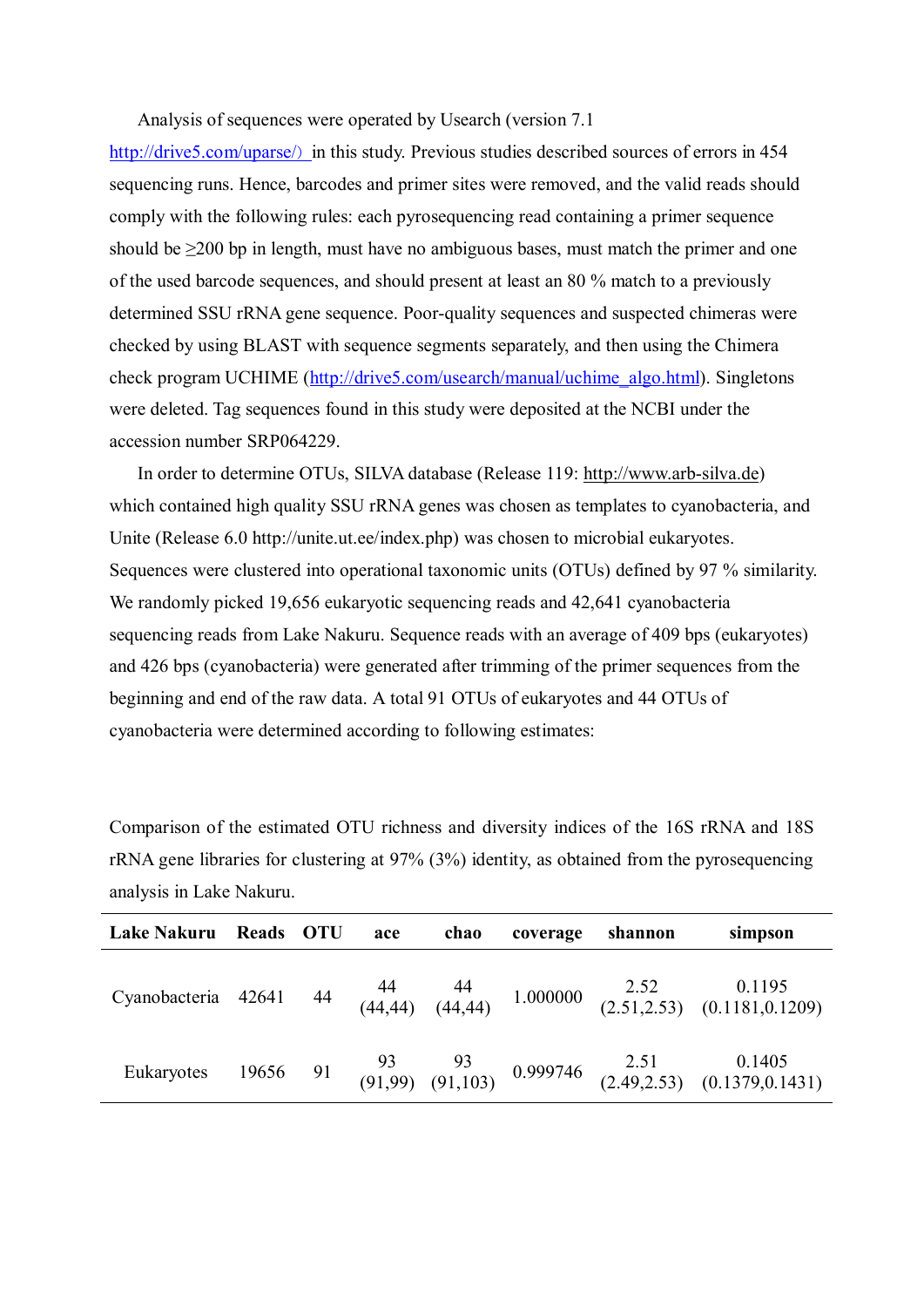Analysis of sequences were operated by Usearch (version 7.1 http://drive5.com/uparse/) in this study. Previous studies described sources of errors in 454 sequencing runs. Hence, barcodes and primer sites were removed, and the valid reads should comply with the following rules: each pyrosequencing read containing a primer sequence should be ≥200 bp in length, must have no ambiguous bases, must match the primer and one of the used barcode sequences, and should present at least an 80 % match to a previously determined SSU rRNA gene sequence. Poor-quality sequences and suspected chimeras were checked by using BLAST with sequence segments separately, and then using the Chimera check program UCHIME (http://drive5.com/usearch/manual/uchime_algo.html). Singletons were deleted. Tag sequences found in this study were deposited at the NCBI under the accession number SRP064229.

In order to determine OTUs, SILVA database (Release 119: http://www.arb-silva.de) which contained high quality SSU rRNA genes was chosen as templates to cyanobacteria, and Unite (Release 6.0 http://unite.ut.ee/index.php) was chosen to microbial eukaryotes. Sequences were clustered into operational taxonomic units (OTUs) defined by 97 % similarity. We randomly picked 19,656 eukaryotic sequencing reads and 42,641 cyanobacteria sequencing reads from Lake Nakuru. Sequence reads with an average of 409 bps (eukaryotes) and 426 bps (cyanobacteria) were generated after trimming of the primer sequences from the beginning and end of the raw data. A total 91 OTUs of eukaryotes and 44 OTUs of cyanobacteria were determined according to following estimates:

Comparison of the estimated OTU richness and diversity indices of the 16S rRNA and 18S rRNA gene libraries for clustering at 97% (3%) identity, as obtained from the pyrosequencing analysis in Lake Nakuru.

| Lake Nakuru | Reads | OTU | ace | chao | coverage | shannon | simpson |
|---|---|---|---|---|---|---|---|
| Cyanobacteria | 42641 | 44 | 44 (44,44) | 44 (44,44) | 1.000000 | 2.52 (2.51,2.53) | 0.1195 (0.1181,0.1209) |
| Eukaryotes | 19656 | 91 | 93 (91,99) | 93 (91,103) | 0.999746 | 2.51 (2.49,2.53) | 0.1405 (0.1379,0.1431) |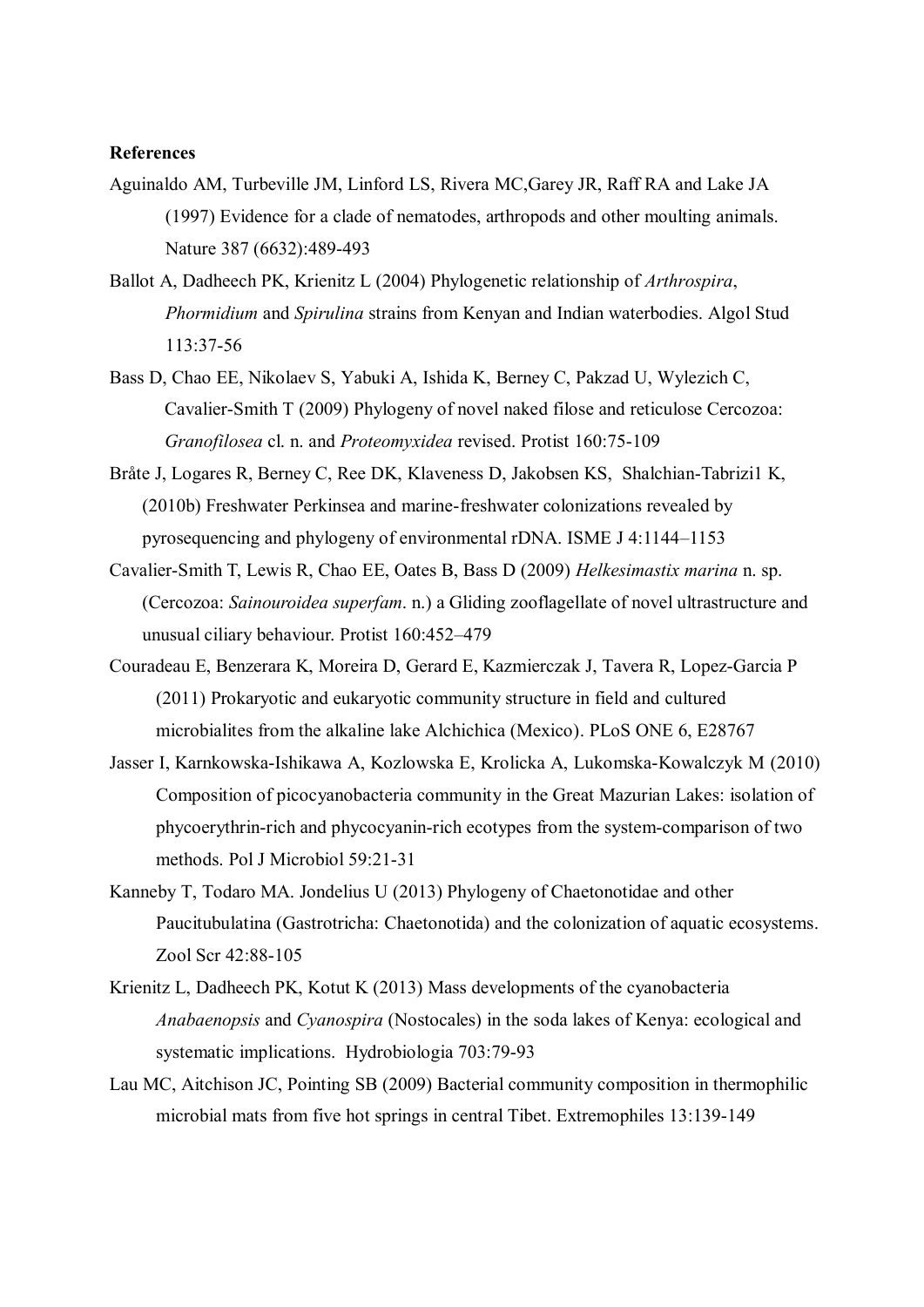**References**

Aguinaldo AM, Turbeville JM, Linford LS, Rivera MC,Garey JR, Raff RA and Lake JA (1997) Evidence for a clade of nematodes, arthropods and other moulting animals. Nature 387 (6632):489-493

Ballot A, Dadheech PK, Krienitz L (2004) Phylogenetic relationship of *Arthrospira*, *Phormidium* and *Spirulina* strains from Kenyan and Indian waterbodies. Algol Stud 113:37-56

Bass D, Chao EE, Nikolaev S, Yabuki A, Ishida K, Berney C, Pakzad U, Wylezich C, Cavalier-Smith T (2009) Phylogeny of novel naked filose and reticulose Cercozoa: *Granofilosea* cl. n. and *Proteomyxidea* revised. Protist 160:75-109

Bråte J, Logares R, Berney C, Ree DK, Klaveness D, Jakobsen KS, Shalchian-Tabrizi1 K, (2010b) Freshwater Perkinsea and marine-freshwater colonizations revealed by pyrosequencing and phylogeny of environmental rDNA. ISME J 4:1144–1153

Cavalier-Smith T, Lewis R, Chao EE, Oates B, Bass D (2009) *Helkesimastix marina* n. sp. (Cercozoa: *Sainouroidea superfam*. n.) a Gliding zooflagellate of novel ultrastructure and unusual ciliary behaviour. Protist 160:452–479

Couradeau E, Benzerara K, Moreira D, Gerard E, Kazmierczak J, Tavera R, Lopez-Garcia P (2011) Prokaryotic and eukaryotic community structure in field and cultured microbialites from the alkaline lake Alchichica (Mexico). PLoS ONE 6, E28767

Jasser I, Karnkowska-Ishikawa A, Kozlowska E, Krolicka A, Lukomska-Kowalczyk M (2010) Composition of picocyanobacteria community in the Great Mazurian Lakes: isolation of phycoerythrin-rich and phycocyanin-rich ecotypes from the system-comparison of two methods. Pol J Microbiol 59:21-31

Kanneby T, Todaro MA. Jondelius U (2013) Phylogeny of Chaetonotidae and other Paucitubulatina (Gastrotricha: Chaetonotida) and the colonization of aquatic ecosystems. Zool Scr 42:88-105

Krienitz L, Dadheech PK, Kotut K (2013) Mass developments of the cyanobacteria *Anabaenopsis* and *Cyanospira* (Nostocales) in the soda lakes of Kenya: ecological and systematic implications. Hydrobiologia 703:79-93

Lau MC, Aitchison JC, Pointing SB (2009) Bacterial community composition in thermophilic microbial mats from five hot springs in central Tibet. Extremophiles 13:139-149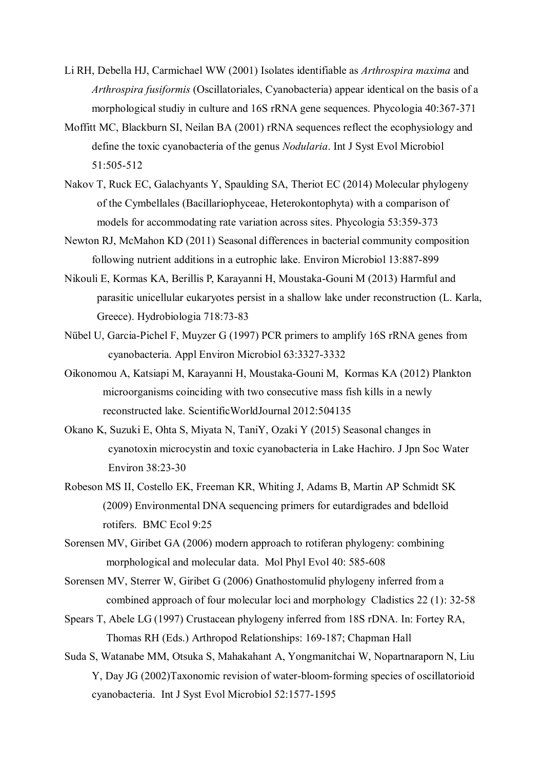Li RH, Debella HJ, Carmichael WW (2001) Isolates identifiable as *Arthrospira maxima* and *Arthrospira fusiformis* (Oscillatoriales, Cyanobacteria) appear identical on the basis of a morphological studiy in culture and 16S rRNA gene sequences. Phycologia 40:367-371

Moffitt MC, Blackburn SI, Neilan BA (2001) rRNA sequences reflect the ecophysiology and define the toxic cyanobacteria of the genus *Nodularia*. Int J Syst Evol Microbiol 51:505-512

Nakov T, Ruck EC, Galachyants Y, Spaulding SA, Theriot EC (2014) Molecular phylogeny of the Cymbellales (Bacillariophyceae, Heterokontophyta) with a comparison of models for accommodating rate variation across sites. Phycologia 53:359-373

Newton RJ, McMahon KD (2011) Seasonal differences in bacterial community composition following nutrient additions in a eutrophic lake. Environ Microbiol 13:887-899

Nikouli E, Kormas KA, Berillis P, Karayanni H, Moustaka-Gouni M (2013) Harmful and parasitic unicellular eukaryotes persist in a shallow lake under reconstruction (L. Karla, Greece). Hydrobiologia 718:73-83

Nübel U, Garcia-Pichel F, Muyzer G (1997) PCR primers to amplify 16S rRNA genes from cyanobacteria. Appl Environ Microbiol 63:3327-3332

Oikonomou A, Katsiapi M, Karayanni H, Moustaka-Gouni M, Kormas KA (2012) Plankton microorganisms coinciding with two consecutive mass fish kills in a newly reconstructed lake. ScientificWorldJournal 2012:504135

Okano K, Suzuki E, Ohta S, Miyata N, TaniY, Ozaki Y (2015) Seasonal changes in cyanotoxin microcystin and toxic cyanobacteria in Lake Hachiro. J Jpn Soc Water Environ 38:23-30

Robeson MS II, Costello EK, Freeman KR, Whiting J, Adams B, Martin AP Schmidt SK (2009) Environmental DNA sequencing primers for eutardigrades and bdelloid rotifers. BMC Ecol 9:25

Sorensen MV, Giribet GA (2006) modern approach to rotiferan phylogeny: combining morphological and molecular data. Mol Phyl Evol 40: 585-608

Sorensen MV, Sterrer W, Giribet G (2006) Gnathostomulid phylogeny inferred from a combined approach of four molecular loci and morphology Cladistics 22 (1): 32-58

Spears T, Abele LG (1997) Crustacean phylogeny inferred from 18S rDNA. In: Fortey RA, Thomas RH (Eds.) Arthropod Relationships: 169-187; Chapman Hall

Suda S, Watanabe MM, Otsuka S, Mahakahant A, Yongmanitchai W, Nopartnaraporn N, Liu Y, Day JG (2002)Taxonomic revision of water-bloom-forming species of oscillatorioid cyanobacteria. Int J Syst Evol Microbiol 52:1577-1595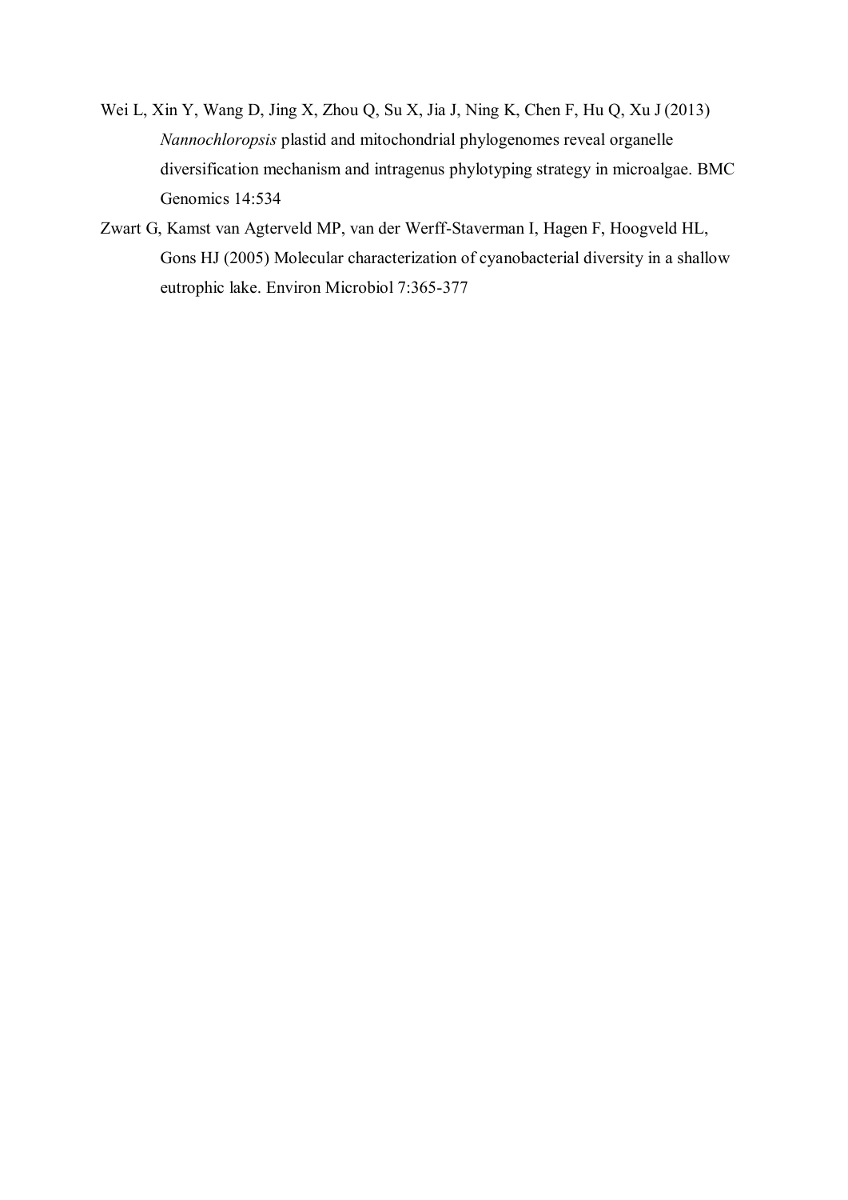Wei L, Xin Y, Wang D, Jing X, Zhou Q, Su X, Jia J, Ning K, Chen F, Hu Q, Xu J (2013) *Nannochloropsis* plastid and mitochondrial phylogenomes reveal organelle diversification mechanism and intragenus phylotyping strategy in microalgae. BMC Genomics 14:534

Zwart G, Kamst van Agterveld MP, van der Werff-Staverman I, Hagen F, Hoogveld HL, Gons HJ (2005) Molecular characterization of cyanobacterial diversity in a shallow eutrophic lake. Environ Microbiol 7:365-377